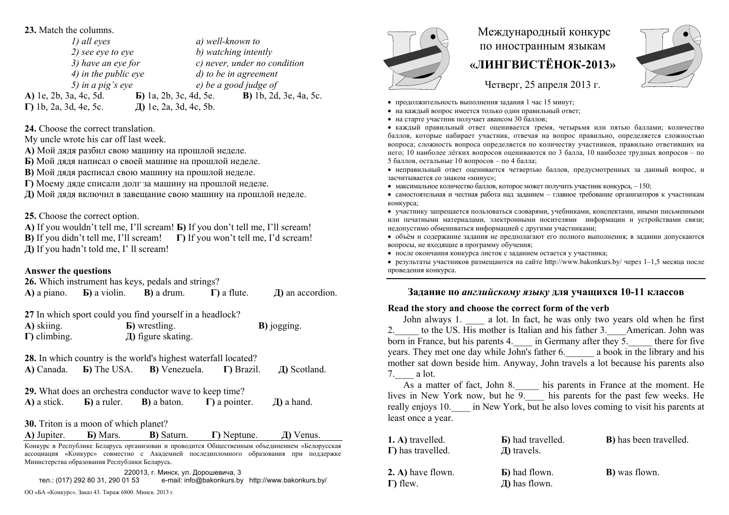**23.** Match the columns.

*1) all eyes* — *a) well-known to*
*2) see eye to eye* — *b) watching intently*
*3) have an eye for* — *c) never, under no condition*
*4) in the public eye* — *d) to be in agreement*
*5) in a pig's eye* — *e) be a good judge of*

**А)** 1e, 2b, 3a, 4c, 5d. **Б)** 1a, 2b, 3c, 4d, 5e. **В)** 1b, 2d, 3e, 4a, 5c.
**Г)** 1b, 2a, 3d, 4e, 5c. **Д)** 1e, 2a, 3d, 4c, 5b.

**24.** Choose the correct translation.
My uncle wrote his car off last week.
**А)** Мой дядя разбил свою машину на прошлой неделе.
**Б)** Мой дядя написал о своей машине на прошлой неделе.
**В)** Мой дядя расписал свою машину на прошлой неделе.
**Г)** Моему дяде списали долг за машину на прошлой неделе.
**Д)** Мой дядя включил в завещание свою машину на прошлой неделе.

**25.** Choose the correct option.
**А)** If you wouldn't tell me, I'll scream! **Б)** If you don't tell me, I'll scream!
**В)** If you didn't tell me, I'll scream! **Г)** If you won't tell me, I'd scream!
**Д)** If you hadn't told me, I' ll scream!

**Answer the questions**

**26.** Which instrument has keys, pedals and strings?
**А)** a piano. **Б)** a violin. **В)** a drum. **Г)** a flute. **Д)** an accordion.

**27** In which sport could you find yourself in a headlock?
**А)** skiing. **Б)** wrestling. **В)** jogging.
**Г)** climbing. **Д)** figure skating.

**28.** In which country is the world's highest waterfall located?
**А)** Canada. **Б)** The USA. **В)** Venezuela. **Г)** Brazil. **Д)** Scotland.

**29.** What does an orchestra conductor wave to keep time?
**А)** a stick. **Б)** a ruler. **В)** a baton. **Г)** a pointer. **Д)** a hand.

**30.** Triton is a moon of which planet?
**А)** Jupiter. **Б)** Mars. **В)** Saturn. **Г)** Neptune. **Д)** Venus.

Конкурс в Республике Беларусь организован и проводится Общественным объединением «Белорусская ассоциация «Конкурс» совместно с Академией последипломного образования при поддержке Министерства образования Республики Беларусь.

220013, г. Минск, ул. Дорошевича, 3
тел.: (017) 292 80 31, 290 01 53 e-mail: info@bakonkurs.by http://www.bakonkurs.by/

ОО «БА «Конкурс». Заказ 43. Тираж 6800. Минск. 2013 г.

# Международный конкурс по иностранным языкам «ЛИНГВИСТЁНОК-2013»

Четверг, 25 апреля 2013 г.

- продолжительность выполнения задания 1 час 15 минут;
- на каждый вопрос имеется только один правильный ответ;
- на старте участник получает авансом 30 баллов;
- каждый правильный ответ оценивается тремя, четырьмя или пятью баллами; количество баллов, которые набирает участник, отвечая на вопрос правильно, определяется сложностью вопроса; сложность вопроса определяется по количеству участников, правильно ответивших на него; 10 наиболее лёгких вопросов оцениваются по 3 балла, 10 наиболее трудных вопросов – по 5 баллов, остальные 10 вопросов – по 4 балла;
- неправильный ответ оценивается четвертью баллов, предусмотренных за данный вопрос, и засчитывается со знаком «минус»;
- максимальное количество баллов, которое может получить участник конкурса, – 150;
- самостоятельная и честная работа над заданием – главное требование организаторов к участникам конкурса;
- участнику запрещается пользоваться словарями, учебниками, конспектами, иными письменными или печатными материалами, электронными носителями информации и устройствами связи; недопустимо обмениваться информацией с другими участниками;
- объём и содержание задания не предполагают его полного выполнения; в задании допускаются вопросы, не входящие в программу обучения;
- после окончания конкурса листок с заданием остается у участника;
- результаты участников размещаются на сайте http://www.bakonkurs.by/ через 1–1,5 месяца после проведения конкурса.

## Задание по *английскому языку* для учащихся 10-11 классов

**Read the story and choose the correct form of the verb**

John always 1. ____ a lot. In fact, he was only two years old when he first 2._____ to the US. His mother is Italian and his father 3.____American. John was born in France, but his parents 4.____ in Germany after they 5._____ there for five years. They met one day while John's father 6.______ a book in the library and his mother sat down beside him. Anyway, John travels a lot because his parents also 7.____ a lot.

As a matter of fact, John 8._____ his parents in France at the moment. He lives in New York now, but he 9.____ his parents for the past few weeks. He really enjoys 10.____ in New York, but he also loves coming to visit his parents at least once a year.

**1. А)** travelled. **Б)** had travelled. **В)** has been travelled.
**Г)** has travelled. **Д)** travels.

**2. А)** have flown. **Б)** had flown. **В)** was flown.
**Г)** flew. **Д)** has flown.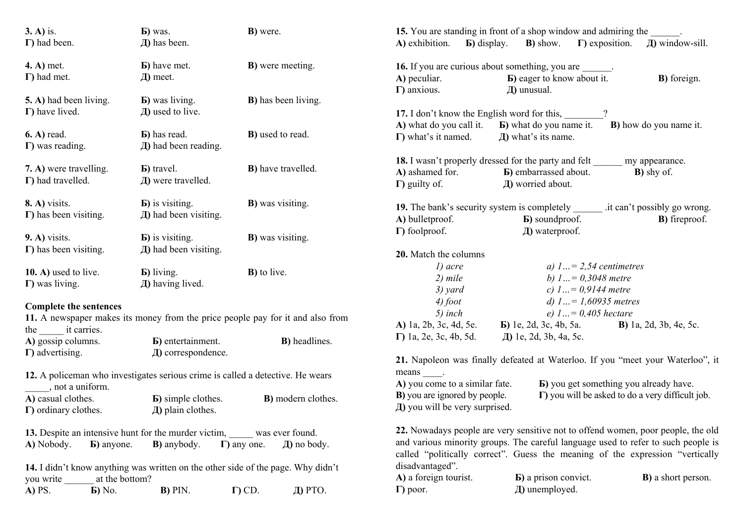**3. А)** is. **Б)** was. **В)** were.
**Г)** had been. **Д)** has been.

**4. А)** met. **Б)** have met. **В)** were meeting.
**Г)** had met. **Д)** meet.

**5. А)** had been living. **Б)** was living. **В)** has been living.
**Г)** have lived. **Д)** used to live.

**6. А)** read. **Б)** has read. **В)** used to read.
**Г)** was reading. **Д)** had been reading.

**7. А)** were travelling. **Б)** travel. **В)** have travelled.
**Г)** had travelled. **Д)** were travelled.

**8. А)** visits. **Б)** is visiting. **В)** was visiting.
**Г)** has been visiting. **Д)** had been visiting.

**9. А)** visits. **Б)** is visiting. **В)** was visiting.
**Г)** has been visiting. **Д)** had been visiting.

**10. А)** used to live. **Б)** living. **В)** to live.
**Г)** was living. **Д)** having lived.

**Complete the sentences**

**11.** A newspaper makes its money from the price people pay for it and also from the _____ it carries.
**А)** gossip columns. **Б)** entertainment. **В)** headlines.
**Г)** advertising. **Д)** correspondence.

**12.** A policeman who investigates serious crime is called a detective. He wears _____, not a uniform.
**А)** casual clothes. **Б)** simple clothes. **В)** modern clothes.
**Г)** ordinary clothes. **Д)** plain clothes.

**13.** Despite an intensive hunt for the murder victim, _____ was ever found.
**А)** Nobody. **Б)** anyone. **В)** anybody. **Г)** any one. **Д)** no body.

**14.** I didn't know anything was written on the other side of the page. Why didn't you write ______ at the bottom?
**А)** PS. **Б)** No. **В)** PIN. **Г)** CD. **Д)** PTO.

**15.** You are standing in front of a shop window and admiring the ______.
**А)** exhibition. **Б)** display. **В)** show. **Г)** exposition. **Д)** window-sill.

**16.** If you are curious about something, you are ______.
**А)** peculiar. **Б)** eager to know about it. **В)** foreign.
**Г)** anxious. **Д)** unusual.

**17.** I don't know the English word for this, ________?
**А)** what do you call it. **Б)** what do you name it. **В)** how do you name it.
**Г)** what's it named. **Д)** what's its name.

**18.** I wasn't properly dressed for the party and felt ______ my appearance.
**А)** ashamed for. **Б)** embarrassed about. **В)** shy of.
**Г)** guilty of. **Д)** worried about.

**19.** The bank's security system is completely ______ .it can't possibly go wrong.
**А)** bulletproof. **Б)** soundproof. **В)** fireproof.
**Г)** foolproof. **Д)** waterproof.

**20.** Match the columns

| | |
|---|---|
| *1) acre* | *a) 1…= 2,54 centimetres* |
| *2) mile* | *b) 1…= 0,3048 metre* |
| *3) yard* | *c) 1…= 0,9144 metre* |
| *4) foot* | *d) 1…= 1,60935 metres* |
| *5) inch* | *e) 1…= 0,405 hectare* |

**А)** 1a, 2b, 3c, 4d, 5e. **Б)** 1e, 2d, 3c, 4b, 5a. **В)** 1a, 2d, 3b, 4e, 5c.
**Г)** 1a, 2e, 3c, 4b, 5d. **Д)** 1e, 2d, 3b, 4a, 5c.

**21.** Napoleon was finally defeated at Waterloo. If you "meet your Waterloo", it means ____.
**А)** you come to a similar fate. **Б)** you get something you already have.
**В)** you are ignored by people. **Г)** you will be asked to do a very difficult job.
**Д)** you will be very surprised.

**22.** Nowadays people are very sensitive not to offend women, poor people, the old and various minority groups. The careful language used to refer to such people is called "politically correct". Guess the meaning of the expression "vertically disadvantaged".
**А)** a foreign tourist. **Б)** a prison convict. **В)** a short person.
**Г)** poor. **Д)** unemployed.